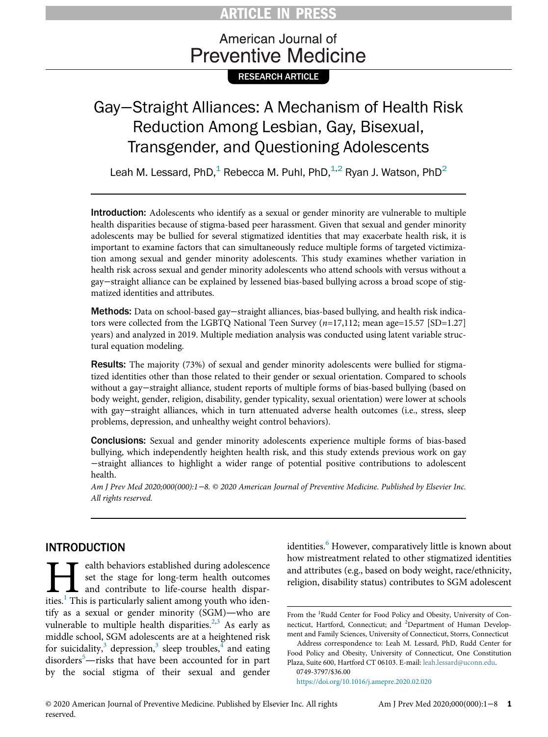ARTICLE IN PRESS

American Journal of Preventive Medicine

RESEARCH ARTICLE

# Gay—Straight Alliances: A Mechanism of Health Risk Reduction Among Lesbian, Gay, Bisexual, Transgender, and Questioning Adolescents

Leah M. Lessard, PhD,[1] Rebecca M. Puhl, PhD,[1,2] Ryan J. Watson, PhD[2]

**Introduction:** Adolescents who identify as a sexual or gender minority are vulnerable to multiple health disparities because of stigma-based peer harassment. Given that sexual and gender minority adolescents may be bullied for several stigmatized identities that may exacerbate health risk, it is important to examine factors that can simultaneously reduce multiple forms of targeted victimization among sexual and gender minority adolescents. This study examines whether variation in health risk across sexual and gender minority adolescents who attend schools with versus without a gay−straight alliance can be explained by lessened bias-based bullying across a broad scope of stigmatized identities and attributes.

**Methods:** Data on school-based gay−straight alliances, bias-based bullying, and health risk indicators were collected from the LGBTQ National Teen Survey ($n$=17,112; mean age=15.57 [SD=1.27] years) and analyzed in 2019. Multiple mediation analysis was conducted using latent variable structural equation modeling.

**Results:** The majority (73%) of sexual and gender minority adolescents were bullied for stigmatized identities other than those related to their gender or sexual orientation. Compared to schools without a gay−straight alliance, student reports of multiple forms of bias-based bullying (based on body weight, gender, religion, disability, gender typicality, sexual orientation) were lower at schools with gay−straight alliances, which in turn attenuated adverse health outcomes (i.e., stress, sleep problems, depression, and unhealthy weight control behaviors).

**Conclusions:** Sexual and gender minority adolescents experience multiple forms of bias-based bullying, which independently heighten health risk, and this study extends previous work on gay −straight alliances to highlight a wider range of potential positive contributions to adolescent health.

*Am J Prev Med 2020;000(000):1−8. © 2020 American Journal of Preventive Medicine. Published by Elsevier Inc. All rights reserved.*

## INTRODUCTION

Health behaviors established during adolescence set the stage for long-term health outcomes and contribute to life-course health disparities.[1] This is particularly salient among youth who identify as a sexual or gender minority (SGM)—who are vulnerable to multiple health disparities.[2,3] As early as middle school, SGM adolescents are at a heightened risk for suicidality,[3] depression,[3] sleep troubles,[4] and eating disorders[5]—risks that have been accounted for in part by the social stigma of their sexual and gender identities.[6] However, comparatively little is known about how mistreatment related to other stigmatized identities and attributes (e.g., based on body weight, race/ethnicity, religion, disability status) contributes to SGM adolescent

From the [1]Rudd Center for Food Policy and Obesity, University of Connecticut, Hartford, Connecticut; and [2]Department of Human Development and Family Sciences, University of Connecticut, Storrs, Connecticut

Address correspondence to: Leah M. Lessard, PhD, Rudd Center for Food Policy and Obesity, University of Connecticut, One Constitution Plaza, Suite 600, Hartford CT 06103. E-mail: leah.lessard@uconn.edu.

0749-3797/$36.00

https://doi.org/10.1016/j.amepre.2020.02.020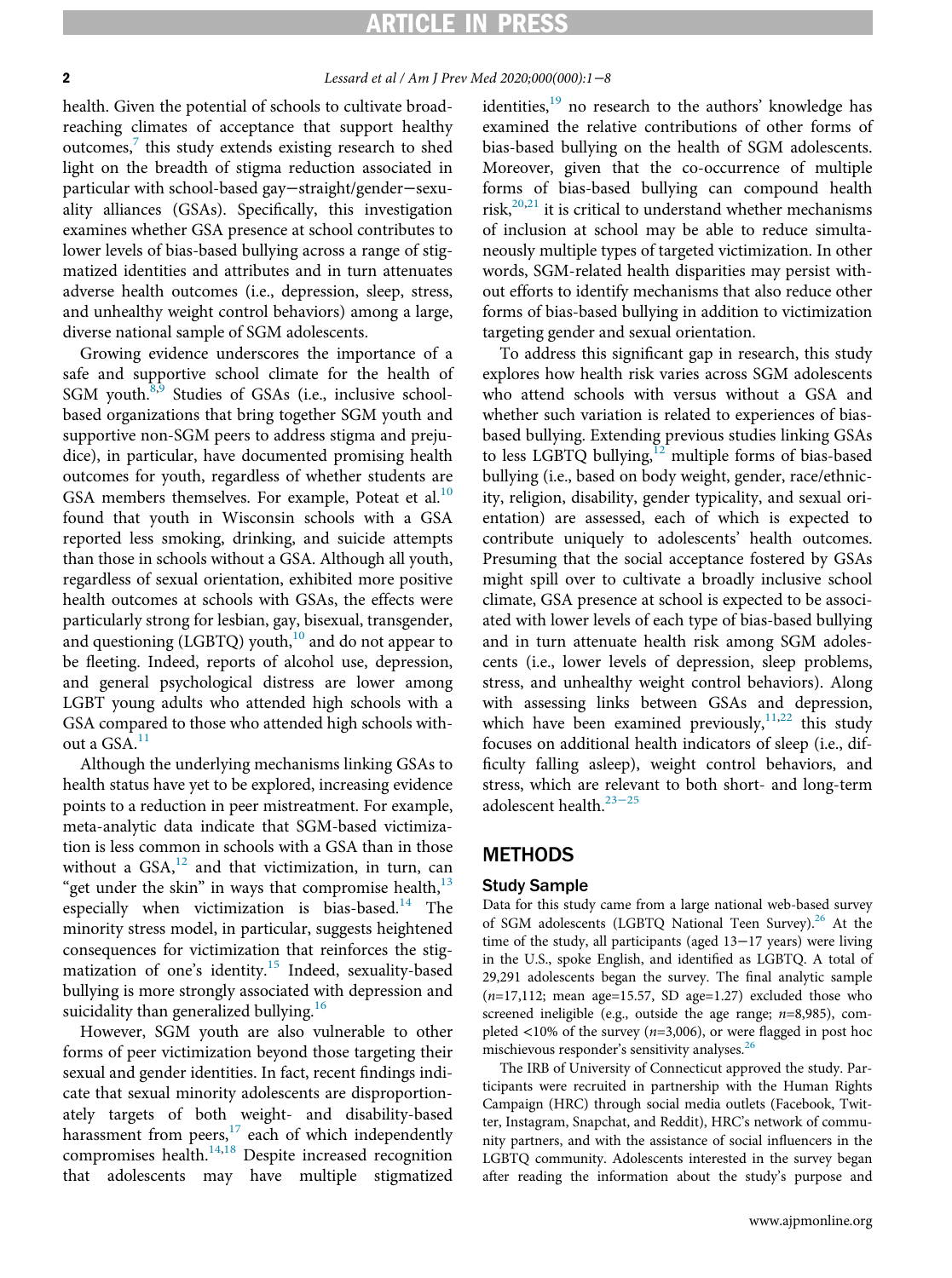health. Given the potential of schools to cultivate broad-reaching climates of acceptance that support healthy outcomes,[7] this study extends existing research to shed light on the breadth of stigma reduction associated in particular with school-based gay−straight/gender−sexuality alliances (GSAs). Specifically, this investigation examines whether GSA presence at school contributes to lower levels of bias-based bullying across a range of stigmatized identities and attributes and in turn attenuates adverse health outcomes (i.e., depression, sleep, stress, and unhealthy weight control behaviors) among a large, diverse national sample of SGM adolescents.

Growing evidence underscores the importance of a safe and supportive school climate for the health of SGM youth.[8,9] Studies of GSAs (i.e., inclusive school-based organizations that bring together SGM youth and supportive non-SGM peers to address stigma and prejudice), in particular, have documented promising health outcomes for youth, regardless of whether students are GSA members themselves. For example, Poteat et al.[10] found that youth in Wisconsin schools with a GSA reported less smoking, drinking, and suicide attempts than those in schools without a GSA. Although all youth, regardless of sexual orientation, exhibited more positive health outcomes at schools with GSAs, the effects were particularly strong for lesbian, gay, bisexual, transgender, and questioning (LGBTQ) youth,[10] and do not appear to be fleeting. Indeed, reports of alcohol use, depression, and general psychological distress are lower among LGBT young adults who attended high schools with a GSA compared to those who attended high schools without a GSA.[11]

Although the underlying mechanisms linking GSAs to health status have yet to be explored, increasing evidence points to a reduction in peer mistreatment. For example, meta-analytic data indicate that SGM-based victimization is less common in schools with a GSA than in those without a GSA,[12] and that victimization, in turn, can "get under the skin" in ways that compromise health,[13] especially when victimization is bias-based.[14] The minority stress model, in particular, suggests heightened consequences for victimization that reinforces the stigmatization of one's identity.[15] Indeed, sexuality-based bullying is more strongly associated with depression and suicidality than generalized bullying.[16]

However, SGM youth are also vulnerable to other forms of peer victimization beyond those targeting their sexual and gender identities. In fact, recent findings indicate that sexual minority adolescents are disproportionately targets of both weight- and disability-based harassment from peers,[17] each of which independently compromises health.[14,18] Despite increased recognition that adolescents may have multiple stigmatized identities,[19] no research to the authors' knowledge has examined the relative contributions of other forms of bias-based bullying on the health of SGM adolescents. Moreover, given that the co-occurrence of multiple forms of bias-based bullying can compound health risk,[20,21] it is critical to understand whether mechanisms of inclusion at school may be able to reduce simultaneously multiple types of targeted victimization. In other words, SGM-related health disparities may persist without efforts to identify mechanisms that also reduce other forms of bias-based bullying in addition to victimization targeting gender and sexual orientation.

To address this significant gap in research, this study explores how health risk varies across SGM adolescents who attend schools with versus without a GSA and whether such variation is related to experiences of bias-based bullying. Extending previous studies linking GSAs to less LGBTQ bullying,[12] multiple forms of bias-based bullying (i.e., based on body weight, gender, race/ethnicity, religion, disability, gender typicality, and sexual orientation) are assessed, each of which is expected to contribute uniquely to adolescents' health outcomes. Presuming that the social acceptance fostered by GSAs might spill over to cultivate a broadly inclusive school climate, GSA presence at school is expected to be associated with lower levels of each type of bias-based bullying and in turn attenuate health risk among SGM adolescents (i.e., lower levels of depression, sleep problems, stress, and unhealthy weight control behaviors). Along with assessing links between GSAs and depression, which have been examined previously,[11,22] this study focuses on additional health indicators of sleep (i.e., difficulty falling asleep), weight control behaviors, and stress, which are relevant to both short- and long-term adolescent health.[23−25]

## METHODS

### Study Sample

Data for this study came from a large national web-based survey of SGM adolescents (LGBTQ National Teen Survey).[26] At the time of the study, all participants (aged 13−17 years) were living in the U.S., spoke English, and identified as LGBTQ. A total of 29,291 adolescents began the survey. The final analytic sample ($n$=17,112; mean age=15.57, SD age=1.27) excluded those who screened ineligible (e.g., outside the age range; $n$=8,985), completed <10% of the survey ($n$=3,006), or were flagged in post hoc mischievous responder's sensitivity analyses.[26]

The IRB of University of Connecticut approved the study. Participants were recruited in partnership with the Human Rights Campaign (HRC) through social media outlets (Facebook, Twitter, Instagram, Snapchat, and Reddit), HRC's network of community partners, and with the assistance of social influencers in the LGBTQ community. Adolescents interested in the survey began after reading the information about the study's purpose and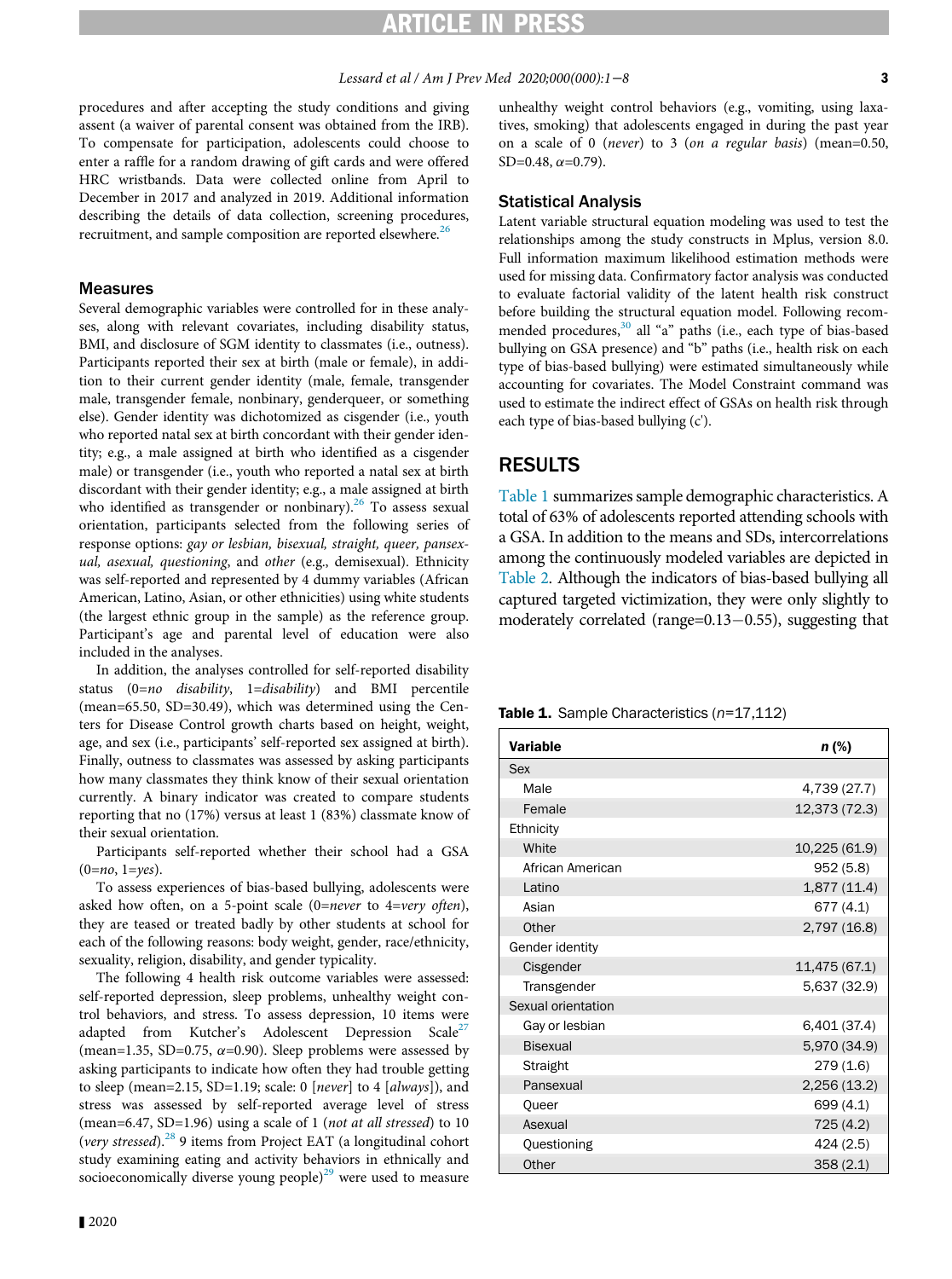procedures and after accepting the study conditions and giving assent (a waiver of parental consent was obtained from the IRB). To compensate for participation, adolescents could choose to enter a raffle for a random drawing of gift cards and were offered HRC wristbands. Data were collected online from April to December in 2017 and analyzed in 2019. Additional information describing the details of data collection, screening procedures, recruitment, and sample composition are reported elsewhere.[26]

### Measures

Several demographic variables were controlled for in these analyses, along with relevant covariates, including disability status, BMI, and disclosure of SGM identity to classmates (i.e., outness). Participants reported their sex at birth (male or female), in addition to their current gender identity (male, female, transgender male, transgender female, nonbinary, genderqueer, or something else). Gender identity was dichotomized as cisgender (i.e., youth who reported natal sex at birth concordant with their gender identity; e.g., a male assigned at birth who identified as a cisgender male) or transgender (i.e., youth who reported a natal sex at birth discordant with their gender identity; e.g., a male assigned at birth who identified as transgender or nonbinary).[26] To assess sexual orientation, participants selected from the following series of response options: *gay or lesbian, bisexual, straight, queer, pansexual, asexual, questioning*, and *other* (e.g., demisexual). Ethnicity was self-reported and represented by 4 dummy variables (African American, Latino, Asian, or other ethnicities) using white students (the largest ethnic group in the sample) as the reference group. Participant's age and parental level of education were also included in the analyses.

In addition, the analyses controlled for self-reported disability status (0=*no disability*, 1=*disability*) and BMI percentile (mean=65.50, SD=30.49), which was determined using the Centers for Disease Control growth charts based on height, weight, age, and sex (i.e., participants' self-reported sex assigned at birth). Finally, outness to classmates was assessed by asking participants how many classmates they think know of their sexual orientation currently. A binary indicator was created to compare students reporting that no (17%) versus at least 1 (83%) classmate know of their sexual orientation.

Participants self-reported whether their school had a GSA (0=*no*, 1=*yes*).

To assess experiences of bias-based bullying, adolescents were asked how often, on a 5-point scale (0=*never* to 4=*very often*), they are teased or treated badly by other students at school for each of the following reasons: body weight, gender, race/ethnicity, sexuality, religion, disability, and gender typicality.

The following 4 health risk outcome variables were assessed: self-reported depression, sleep problems, unhealthy weight control behaviors, and stress. To assess depression, 10 items were adapted from Kutcher's Adolescent Depression Scale[27] (mean=1.35, SD=0.75, α=0.90). Sleep problems were assessed by asking participants to indicate how often they had trouble getting to sleep (mean=2.15, SD=1.19; scale: 0 [*never*] to 4 [*always*]), and stress was assessed by self-reported average level of stress (mean=6.47, SD=1.96) using a scale of 1 (*not at all stressed*) to 10 (*very stressed*).[28] 9 items from Project EAT (a longitudinal cohort study examining eating and activity behaviors in ethnically and socioeconomically diverse young people)[29] were used to measure unhealthy weight control behaviors (e.g., vomiting, using laxatives, smoking) that adolescents engaged in during the past year on a scale of 0 (*never*) to 3 (*on a regular basis*) (mean=0.50, SD=0.48, α=0.79).

### Statistical Analysis

Latent variable structural equation modeling was used to test the relationships among the study constructs in Mplus, version 8.0. Full information maximum likelihood estimation methods were used for missing data. Confirmatory factor analysis was conducted to evaluate factorial validity of the latent health risk construct before building the structural equation model. Following recommended procedures,[30] all "a" paths (i.e., each type of bias-based bullying on GSA presence) and "b" paths (i.e., health risk on each type of bias-based bullying) were estimated simultaneously while accounting for covariates. The Model Constraint command was used to estimate the indirect effect of GSAs on health risk through each type of bias-based bullying (c').

## RESULTS

Table 1 summarizes sample demographic characteristics. A total of 63% of adolescents reported attending schools with a GSA. In addition to the means and SDs, intercorrelations among the continuously modeled variables are depicted in Table 2. Although the indicators of bias-based bullying all captured targeted victimization, they were only slightly to moderately correlated (range=0.13−0.55), suggesting that

**Table 1.** Sample Characteristics (*n*=17,112)

| Variable | *n* (%) |
|---|---|
| Sex | |
| Male | 4,739 (27.7) |
| Female | 12,373 (72.3) |
| Ethnicity | |
| White | 10,225 (61.9) |
| African American | 952 (5.8) |
| Latino | 1,877 (11.4) |
| Asian | 677 (4.1) |
| Other | 2,797 (16.8) |
| Gender identity | |
| Cisgender | 11,475 (67.1) |
| Transgender | 5,637 (32.9) |
| Sexual orientation | |
| Gay or lesbian | 6,401 (37.4) |
| Bisexual | 5,970 (34.9) |
| Straight | 279 (1.6) |
| Pansexual | 2,256 (13.2) |
| Queer | 699 (4.1) |
| Asexual | 725 (4.2) |
| Questioning | 424 (2.5) |
| Other | 358 (2.1) |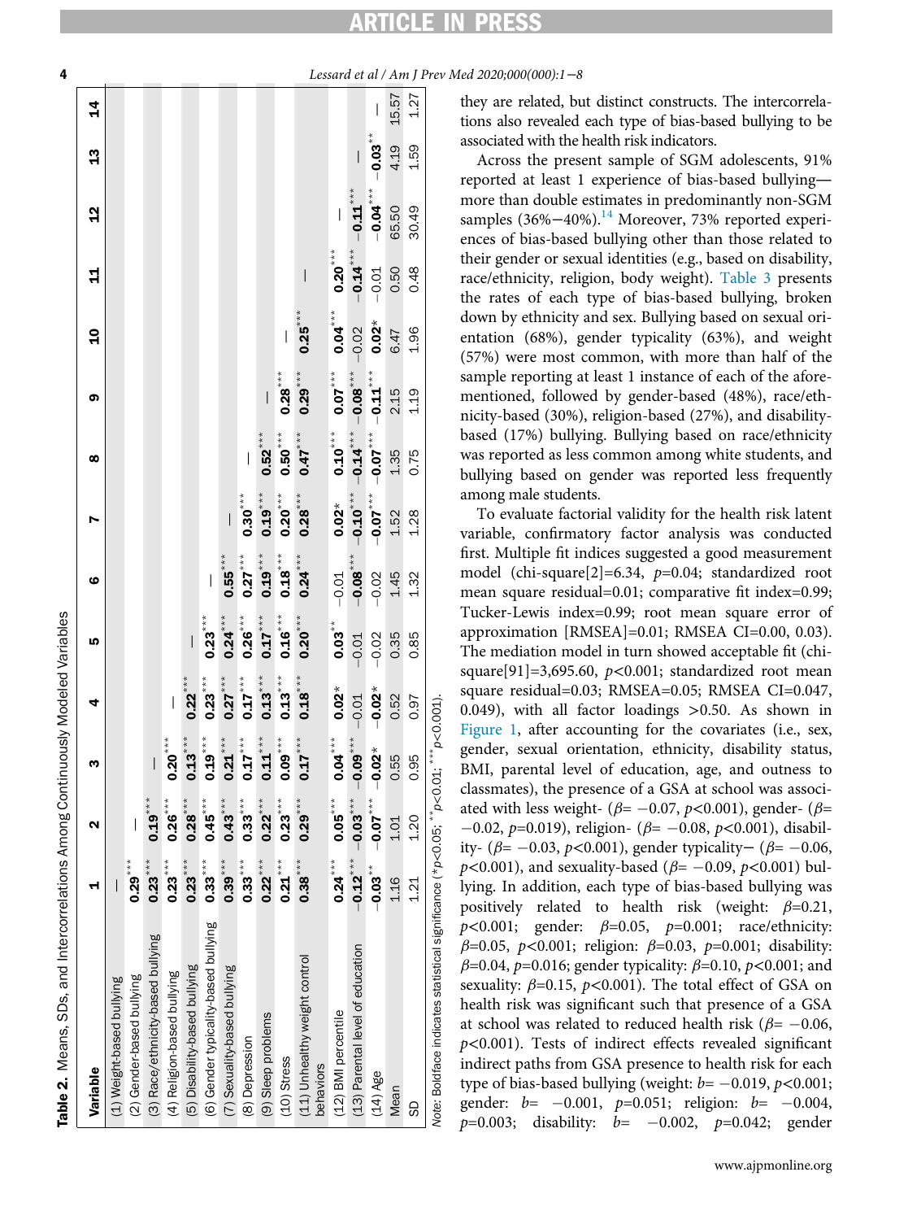**Table 2.** Means, SDs, and Intercorrelations Among Continuously Modeled Variables

| Variable | 1 | 2 | 3 | 4 | 5 | 6 | 7 | 8 | 9 | 10 | 11 | 12 | 13 | 14 |
|---|---|---|---|---|---|---|---|---|---|---|---|---|---|---|
| (1) Weight-based bullying | — | | | | | | | | | | | | | |
| (2) Gender-based bullying | **0.29*****| — | | | | | | | | | | | | |
| (3) Race/ethnicity-based bullying | **0.23***** | **0.19***** | — | | | | | | | | | | | |
| (4) Religion-based bullying | **0.23***** | **0.26***** | **0.20***** | — | | | | | | | | | | |
| (5) Disability-based bullying | **0.23***** | **0.28***** | **0.13***** | **0.22***** | — | | | | | | | | | |
| (6) Gender typicality-based bullying | **0.33***** | **0.45***** | **0.19***** | **0.23***** | **0.23***** | — | | | | | | | | |
| (7) Sexuality-based bullying | **0.39***** | **0.43***** | **0.21***** | **0.27***** | **0.24***** | **0.55***** | — | | | | | | | |
| (8) Depression | **0.33***** | **0.33***** | **0.17***** | **0.17***** | **0.26***** | **0.27***** | **0.30***** | — | | | | | | |
| (9) Sleep problems | **0.22***** | **0.22***** | **0.11***** | **0.13***** | **0.17***** | **0.19***** | **0.19***** | **0.52***** | — | | | | | |
| (10) Stress | **0.21***** | **0.23***** | **0.09***** | **0.13***** | **0.16***** | **0.18***** | **0.20***** | **0.50***** | **0.28***** | — | | | | |
| (11) Unhealthy weight control behaviors | **0.38***** | **0.29***** | **0.17***** | **0.18***** | **0.20***** | **0.24***** | **0.28***** | **0.47***** | **0.29***** | **0.25***** | — | | | |
| (12) BMI percentile | **0.24***** | **0.05***** | **0.04***** | **0.02*** | **0.03**** | −0.01 | **0.02*** | **0.10***** | **0.07***** | **0.04***** | **0.20***** | — | | |
| (13) Parental level of education | **−0.12***** | **−0.03***** | **−0.09***** | −0.01 | −0.01 | **−0.08***** | **−0.10***** | **−0.14***** | **−0.08***** | −0.02 | **−0.14***** | **−0.11***** | — | |
| (14) Age | **−0.03**** | **−0.07***** | **−0.02*** | **−0.02*** | −0.02 | −0.02 | **−0.07***** | **−0.07***** | **−0.11***** | **0.02*** | −0.01 | **−0.04***** | **−0.03**** | — |
| Mean | 1.16 | 1.01 | 0.55 | 0.52 | 0.35 | 1.45 | 1.52 | 1.35 | 2.15 | 6.47 | 0.50 | 65.50 | 4.19 | 15.57 |
| SD | 1.21 | 1.20 | 0.95 | 0.97 | 0.85 | 1.32 | 1.28 | 0.75 | 1.19 | 1.96 | 0.48 | 30.49 | 1.59 | 1.27 |

*Note:* Boldface indicates statistical significance (*$p<0.05$; **$p<0.01$; ***$p<0.001$).

they are related, but distinct constructs. The intercorrelations also revealed each type of bias-based bullying to be associated with the health risk indicators.

Across the present sample of SGM adolescents, 91% reported at least 1 experience of bias-based bullying—more than double estimates in predominantly non-SGM samples (36%−40%).[14] Moreover, 73% reported experiences of bias-based bullying other than those related to their gender or sexual identities (e.g., based on disability, race/ethnicity, religion, body weight). Table 3 presents the rates of each type of bias-based bullying, broken down by ethnicity and sex. Bullying based on sexual orientation (68%), gender typicality (63%), and weight (57%) were most common, with more than half of the sample reporting at least 1 instance of each of the aforementioned, followed by gender-based (48%), race/ethnicity-based (30%), religion-based (27%), and disability-based (17%) bullying. Bullying based on race/ethnicity was reported as less common among white students, and bullying based on gender was reported less frequently among male students.

To evaluate factorial validity for the health risk latent variable, confirmatory factor analysis was conducted first. Multiple fit indices suggested a good measurement model (chi-square[2]=6.34, $p$=0.04; standardized root mean square residual=0.01; comparative fit index=0.99; Tucker-Lewis index=0.99; root mean square error of approximation [RMSEA]=0.01; RMSEA CI=0.00, 0.03). The mediation model in turn showed acceptable fit (chi-square[91]=3,695.60, $p$<0.001; standardized root mean square residual=0.03; RMSEA=0.05; RMSEA CI=0.047, 0.049), with all factor loadings >0.50. As shown in Figure 1, after accounting for the covariates (i.e., sex, gender, sexual orientation, ethnicity, disability status, BMI, parental level of education, age, and outness to classmates), the presence of a GSA at school was associated with less weight- ($\beta$= −0.07, $p$<0.001), gender- ($\beta$= −0.02, $p$=0.019), religion- ($\beta$= −0.08, $p$<0.001), disability- ($\beta$= −0.03, $p$<0.001), gender typicality− ($\beta$= −0.06, $p$<0.001), and sexuality-based ($\beta$= −0.09, $p$<0.001) bullying. In addition, each type of bias-based bullying was positively related to health risk (weight: $\beta$=0.21, $p$<0.001; gender: $\beta$=0.05, $p$=0.001; race/ethnicity: $\beta$=0.05, $p$<0.001; religion: $\beta$=0.03, $p$=0.001; disability: $\beta$=0.04, $p$=0.016; gender typicality: $\beta$=0.10, $p$<0.001; and sexuality: $\beta$=0.15, $p$<0.001). The total effect of GSA on health risk was significant such that presence of a GSA at school was related to reduced health risk ($\beta$= −0.06, $p$<0.001). Tests of indirect effects revealed significant indirect paths from GSA presence to health risk for each type of bias-based bullying (weight: $b$= −0.019, $p$<0.001; gender: $b$= −0.001, $p$=0.051; religion: $b$= −0.004, $p$=0.003; disability: $b$= −0.002, $p$=0.042; gender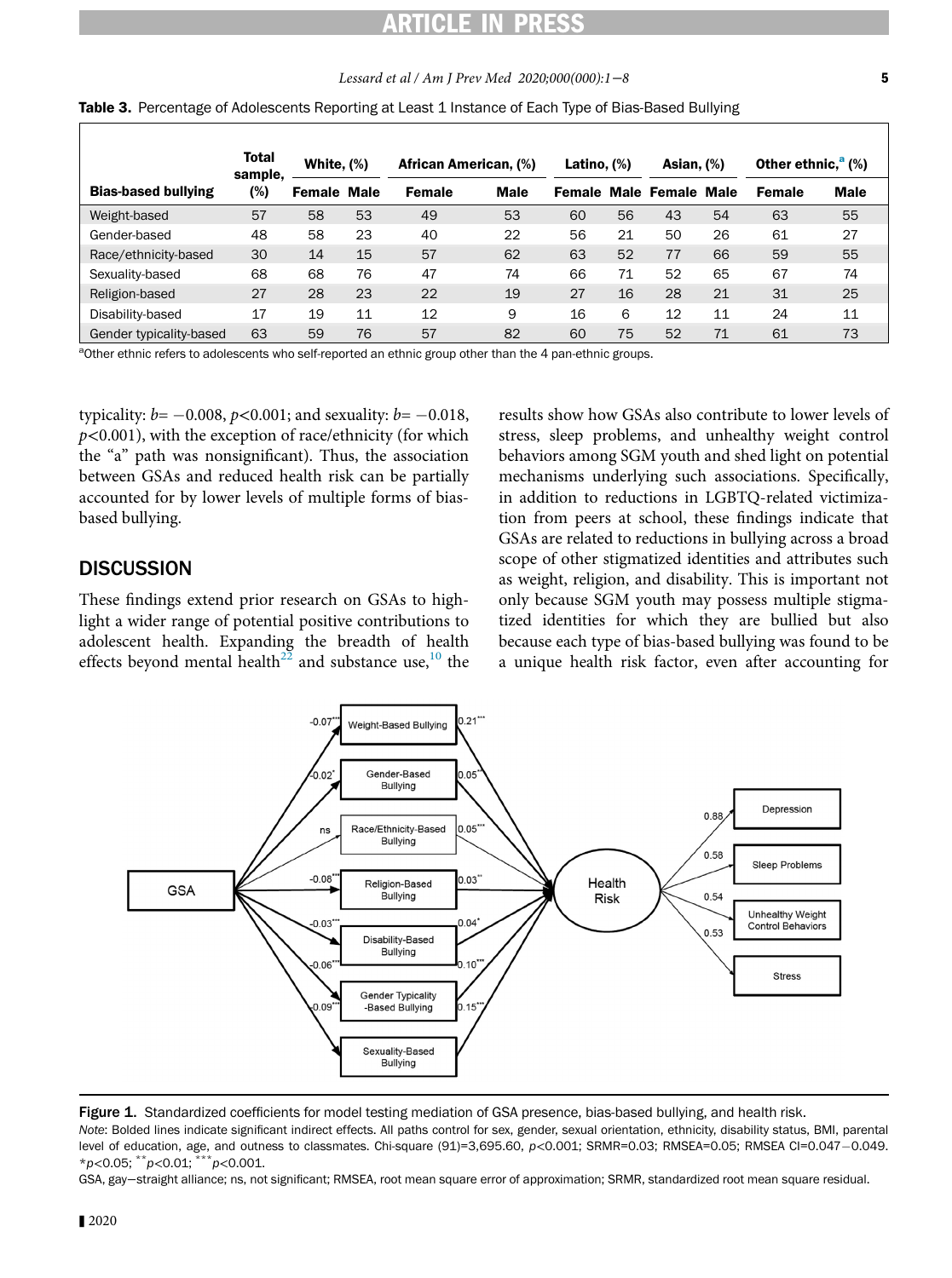**Table 3.** Percentage of Adolescents Reporting at Least 1 Instance of Each Type of Bias-Based Bullying

| Bias-based bullying | Total sample, (%) | White, (%) | | African American, (%) | | Latino, (%) | | Asian, (%) | | Other ethnic,[a] (%) | |
|---|---|---|---|---|---|---|---|---|---|---|---|
| | | Female | Male | Female | Male | Female | Male | Female | Male | Female | Male |
| Weight-based | 57 | 58 | 53 | 49 | 53 | 60 | 56 | 43 | 54 | 63 | 55 |
| Gender-based | 48 | 58 | 23 | 40 | 22 | 56 | 21 | 50 | 26 | 61 | 27 |
| Race/ethnicity-based | 30 | 14 | 15 | 57 | 62 | 63 | 52 | 77 | 66 | 59 | 55 |
| Sexuality-based | 68 | 68 | 76 | 47 | 74 | 66 | 71 | 52 | 65 | 67 | 74 |
| Religion-based | 27 | 28 | 23 | 22 | 19 | 27 | 16 | 28 | 21 | 31 | 25 |
| Disability-based | 17 | 19 | 11 | 12 | 9 | 16 | 6 | 12 | 11 | 24 | 11 |
| Gender typicality-based | 63 | 59 | 76 | 57 | 82 | 60 | 75 | 52 | 71 | 61 | 73 |

[a]Other ethnic refers to adolescents who self-reported an ethnic group other than the 4 pan-ethnic groups.

typicality: $b=-0.008$, $p<0.001$; and sexuality: $b=-0.018$, $p<0.001$), with the exception of race/ethnicity (for which the "a" path was nonsignificant). Thus, the association between GSAs and reduced health risk can be partially accounted for by lower levels of multiple forms of bias-based bullying.

## DISCUSSION

These findings extend prior research on GSAs to highlight a wider range of potential positive contributions to adolescent health. Expanding the breadth of health effects beyond mental health[22] and substance use,[10] the results show how GSAs also contribute to lower levels of stress, sleep problems, and unhealthy weight control behaviors among SGM youth and shed light on potential mechanisms underlying such associations. Specifically, in addition to reductions in LGBTQ-related victimization from peers at school, these findings indicate that GSAs are related to reductions in bullying across a broad scope of other stigmatized identities and attributes such as weight, religion, and disability. This is important not only because SGM youth may possess multiple stigmatized identities for which they are bullied but also because each type of bias-based bullying was found to be a unique health risk factor, even after accounting for

**Figure 1.** Standardized coefficients for model testing mediation of GSA presence, bias-based bullying, and health risk.

*Note*: Bolded lines indicate significant indirect effects. All paths control for sex, gender, sexual orientation, ethnicity, disability status, BMI, parental level of education, age, and outness to classmates. Chi-square (91)=3,695.60, $p<0.001$; SRMR=0.03; RMSEA=0.05; RMSEA CI=0.047−0.049. \*$p<0.05$; \*\*$p<0.01$; \*\*\*$p<0.001$.

GSA, gay−straight alliance; ns, not significant; RMSEA, root mean square error of approximation; SRMR, standardized root mean square residual.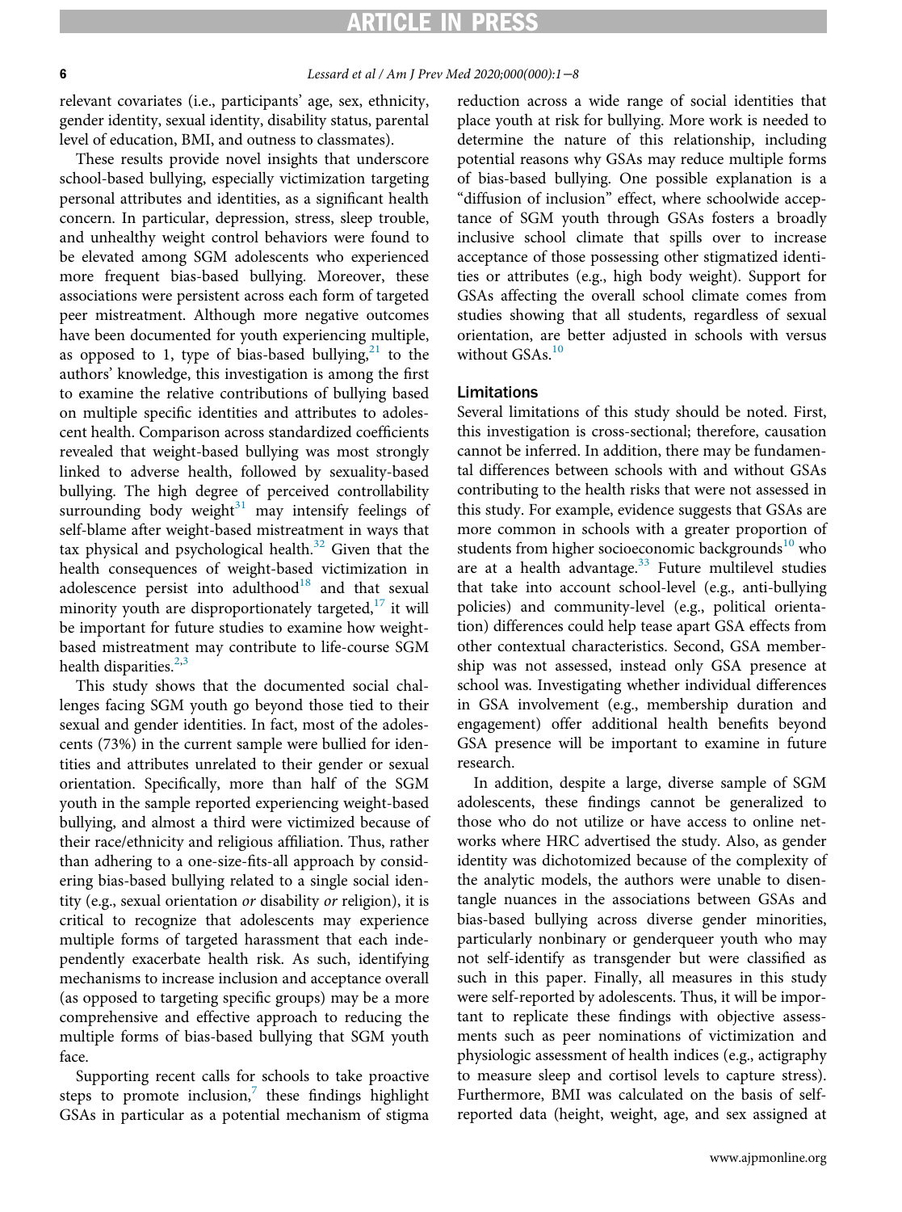relevant covariates (i.e., participants' age, sex, ethnicity, gender identity, sexual identity, disability status, parental level of education, BMI, and outness to classmates).

These results provide novel insights that underscore school-based bullying, especially victimization targeting personal attributes and identities, as a significant health concern. In particular, depression, stress, sleep trouble, and unhealthy weight control behaviors were found to be elevated among SGM adolescents who experienced more frequent bias-based bullying. Moreover, these associations were persistent across each form of targeted peer mistreatment. Although more negative outcomes have been documented for youth experiencing multiple, as opposed to 1, type of bias-based bullying,[21] to the authors' knowledge, this investigation is among the first to examine the relative contributions of bullying based on multiple specific identities and attributes to adolescent health. Comparison across standardized coefficients revealed that weight-based bullying was most strongly linked to adverse health, followed by sexuality-based bullying. The high degree of perceived controllability surrounding body weight[31] may intensify feelings of self-blame after weight-based mistreatment in ways that tax physical and psychological health.[32] Given that the health consequences of weight-based victimization in adolescence persist into adulthood[18] and that sexual minority youth are disproportionately targeted,[17] it will be important for future studies to examine how weight-based mistreatment may contribute to life-course SGM health disparities.[2,3]

This study shows that the documented social challenges facing SGM youth go beyond those tied to their sexual and gender identities. In fact, most of the adolescents (73%) in the current sample were bullied for identities and attributes unrelated to their gender or sexual orientation. Specifically, more than half of the SGM youth in the sample reported experiencing weight-based bullying, and almost a third were victimized because of their race/ethnicity and religious affiliation. Thus, rather than adhering to a one-size-fits-all approach by considering bias-based bullying related to a single social identity (e.g., sexual orientation *or* disability *or* religion), it is critical to recognize that adolescents may experience multiple forms of targeted harassment that each independently exacerbate health risk. As such, identifying mechanisms to increase inclusion and acceptance overall (as opposed to targeting specific groups) may be a more comprehensive and effective approach to reducing the multiple forms of bias-based bullying that SGM youth face.

Supporting recent calls for schools to take proactive steps to promote inclusion,[7] these findings highlight GSAs in particular as a potential mechanism of stigma reduction across a wide range of social identities that place youth at risk for bullying. More work is needed to determine the nature of this relationship, including potential reasons why GSAs may reduce multiple forms of bias-based bullying. One possible explanation is a "diffusion of inclusion" effect, where schoolwide acceptance of SGM youth through GSAs fosters a broadly inclusive school climate that spills over to increase acceptance of those possessing other stigmatized identities or attributes (e.g., high body weight). Support for GSAs affecting the overall school climate comes from studies showing that all students, regardless of sexual orientation, are better adjusted in schools with versus without GSAs.[10]

### Limitations

Several limitations of this study should be noted. First, this investigation is cross-sectional; therefore, causation cannot be inferred. In addition, there may be fundamental differences between schools with and without GSAs contributing to the health risks that were not assessed in this study. For example, evidence suggests that GSAs are more common in schools with a greater proportion of students from higher socioeconomic backgrounds[10] who are at a health advantage.[33] Future multilevel studies that take into account school-level (e.g., anti-bullying policies) and community-level (e.g., political orientation) differences could help tease apart GSA effects from other contextual characteristics. Second, GSA membership was not assessed, instead only GSA presence at school was. Investigating whether individual differences in GSA involvement (e.g., membership duration and engagement) offer additional health benefits beyond GSA presence will be important to examine in future research.

In addition, despite a large, diverse sample of SGM adolescents, these findings cannot be generalized to those who do not utilize or have access to online networks where HRC advertised the study. Also, as gender identity was dichotomized because of the complexity of the analytic models, the authors were unable to disentangle nuances in the associations between GSAs and bias-based bullying across diverse gender minorities, particularly nonbinary or genderqueer youth who may not self-identify as transgender but were classified as such in this paper. Finally, all measures in this study were self-reported by adolescents. Thus, it will be important to replicate these findings with objective assessments such as peer nominations of victimization and physiologic assessment of health indices (e.g., actigraphy to measure sleep and cortisol levels to capture stress). Furthermore, BMI was calculated on the basis of self-reported data (height, weight, age, and sex assigned at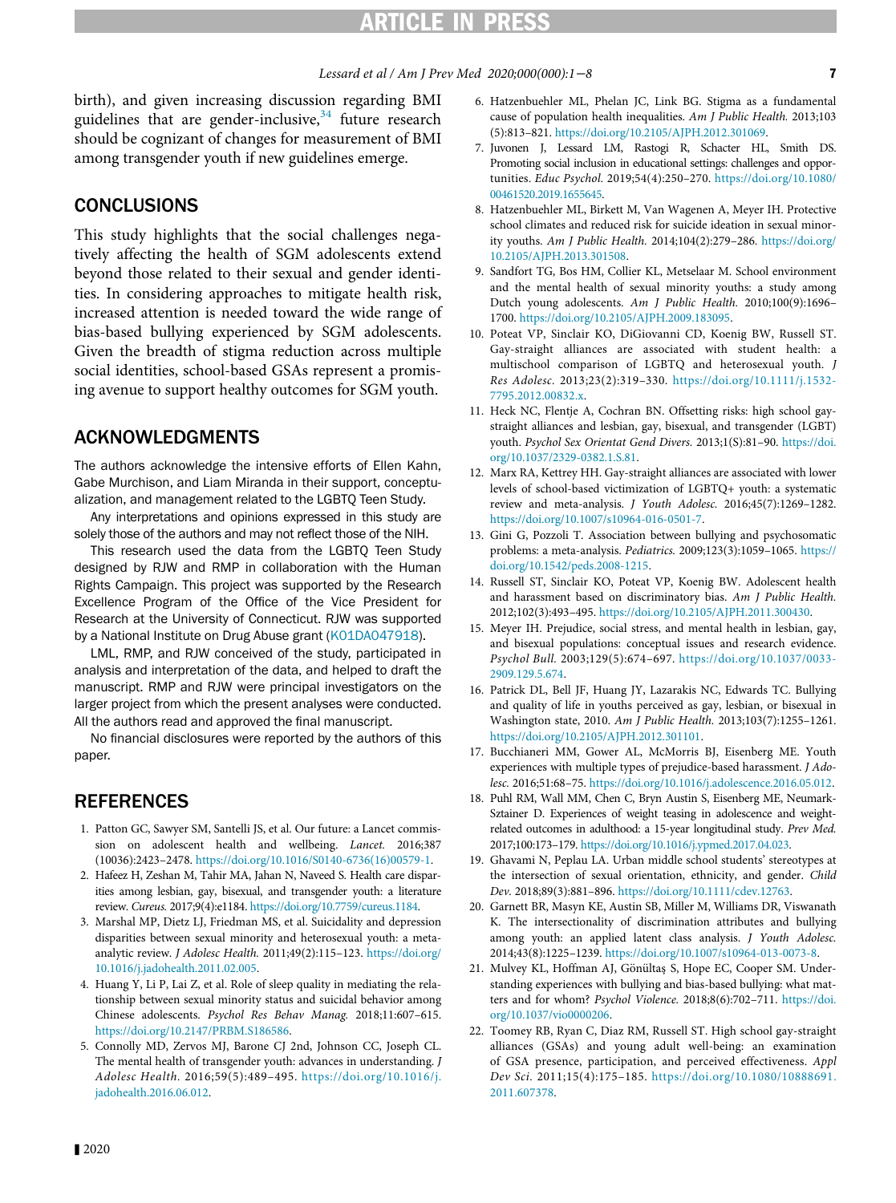birth), and given increasing discussion regarding BMI guidelines that are gender-inclusive,[34] future research should be cognizant of changes for measurement of BMI among transgender youth if new guidelines emerge.

## CONCLUSIONS

This study highlights that the social challenges negatively affecting the health of SGM adolescents extend beyond those related to their sexual and gender identities. In considering approaches to mitigate health risk, increased attention is needed toward the wide range of bias-based bullying experienced by SGM adolescents. Given the breadth of stigma reduction across multiple social identities, school-based GSAs represent a promising avenue to support healthy outcomes for SGM youth.

## ACKNOWLEDGMENTS

The authors acknowledge the intensive efforts of Ellen Kahn, Gabe Murchison, and Liam Miranda in their support, conceptualization, and management related to the LGBTQ Teen Study.

Any interpretations and opinions expressed in this study are solely those of the authors and may not reflect those of the NIH.

This research used the data from the LGBTQ Teen Study designed by RJW and RMP in collaboration with the Human Rights Campaign. This project was supported by the Research Excellence Program of the Office of the Vice President for Research at the University of Connecticut. RJW was supported by a National Institute on Drug Abuse grant (K01DA047918).

LML, RMP, and RJW conceived of the study, participated in analysis and interpretation of the data, and helped to draft the manuscript. RMP and RJW were principal investigators on the larger project from which the present analyses were conducted. All the authors read and approved the final manuscript.

No financial disclosures were reported by the authors of this paper.

## REFERENCES

1. Patton GC, Sawyer SM, Santelli JS, et al. Our future: a Lancet commission on adolescent health and wellbeing. *Lancet.* 2016;387 (10036):2423–2478. https://doi.org/10.1016/S0140-6736(16)00579-1.
2. Hafeez H, Zeshan M, Tahir MA, Jahan N, Naveed S. Health care disparities among lesbian, gay, bisexual, and transgender youth: a literature review. *Cureus.* 2017;9(4):e1184. https://doi.org/10.7759/cureus.1184.
3. Marshal MP, Dietz LJ, Friedman MS, et al. Suicidality and depression disparities between sexual minority and heterosexual youth: a meta-analytic review. *J Adolesc Health.* 2011;49(2):115–123. https://doi.org/10.1016/j.jadohealth.2011.02.005.
4. Huang Y, Li P, Lai Z, et al. Role of sleep quality in mediating the relationship between sexual minority status and suicidal behavior among Chinese adolescents. *Psychol Res Behav Manag.* 2018;11:607–615. https://doi.org/10.2147/PRBM.S186586.
5. Connolly MD, Zervos MJ, Barone CJ 2nd, Johnson CC, Joseph CL. The mental health of transgender youth: advances in understanding. *J Adolesc Health.* 2016;59(5):489–495. https://doi.org/10.1016/j.jadohealth.2016.06.012.
6. Hatzenbuehler ML, Phelan JC, Link BG. Stigma as a fundamental cause of population health inequalities. *Am J Public Health.* 2013;103 (5):813–821. https://doi.org/10.2105/AJPH.2012.301069.
7. Juvonen J, Lessard LM, Rastogi R, Schacter HL, Smith DS. Promoting social inclusion in educational settings: challenges and opportunities. *Educ Psychol.* 2019;54(4):250–270. https://doi.org/10.1080/00461520.2019.1655645.
8. Hatzenbuehler ML, Birkett M, Van Wagenen A, Meyer IH. Protective school climates and reduced risk for suicide ideation in sexual minority youths. *Am J Public Health.* 2014;104(2):279–286. https://doi.org/10.2105/AJPH.2013.301508.
9. Sandfort TG, Bos HM, Collier KL, Metselaar M. School environment and the mental health of sexual minority youths: a study among Dutch young adolescents. *Am J Public Health.* 2010;100(9):1696–1700. https://doi.org/10.2105/AJPH.2009.183095.
10. Poteat VP, Sinclair KO, DiGiovanni CD, Koenig BW, Russell ST. Gay-straight alliances are associated with student health: a multischool comparison of LGBTQ and heterosexual youth. *J Res Adolesc.* 2013;23(2):319–330. https://doi.org/10.1111/j.1532-7795.2012.00832.x.
11. Heck NC, Flentje A, Cochran BN. Offsetting risks: high school gay-straight alliances and lesbian, gay, bisexual, and transgender (LGBT) youth. *Psychol Sex Orientat Gend Divers.* 2013;1(S):81–90. https://doi.org/10.1037/2329-0382.1.S.81.
12. Marx RA, Kettrey HH. Gay-straight alliances are associated with lower levels of school-based victimization of LGBTQ+ youth: a systematic review and meta-analysis. *J Youth Adolesc.* 2016;45(7):1269–1282. https://doi.org/10.1007/s10964-016-0501-7.
13. Gini G, Pozzoli T. Association between bullying and psychosomatic problems: a meta-analysis. *Pediatrics.* 2009;123(3):1059–1065. https://doi.org/10.1542/peds.2008-1215.
14. Russell ST, Sinclair KO, Poteat VP, Koenig BW. Adolescent health and harassment based on discriminatory bias. *Am J Public Health.* 2012;102(3):493–495. https://doi.org/10.2105/AJPH.2011.300430.
15. Meyer IH. Prejudice, social stress, and mental health in lesbian, gay, and bisexual populations: conceptual issues and research evidence. *Psychol Bull.* 2003;129(5):674–697. https://doi.org/10.1037/0033-2909.129.5.674.
16. Patrick DL, Bell JF, Huang JY, Lazarakis NC, Edwards TC. Bullying and quality of life in youths perceived as gay, lesbian, or bisexual in Washington state, 2010. *Am J Public Health.* 2013;103(7):1255–1261. https://doi.org/10.2105/AJPH.2012.301101.
17. Bucchianeri MM, Gower AL, McMorris BJ, Eisenberg ME. Youth experiences with multiple types of prejudice-based harassment. *J Adolesc.* 2016;51:68–75. https://doi.org/10.1016/j.adolescence.2016.05.012.
18. Puhl RM, Wall MM, Chen C, Bryn Austin S, Eisenberg ME, Neumark-Sztainer D. Experiences of weight teasing in adolescence and weight-related outcomes in adulthood: a 15-year longitudinal study. *Prev Med.* 2017;100:173–179. https://doi.org/10.1016/j.ypmed.2017.04.023.
19. Ghavami N, Peplau LA. Urban middle school students' stereotypes at the intersection of sexual orientation, ethnicity, and gender. *Child Dev.* 2018;89(3):881–896. https://doi.org/10.1111/cdev.12763.
20. Garnett BR, Masyn KE, Austin SB, Miller M, Williams DR, Viswanath K. The intersectionality of discrimination attributes and bullying among youth: an applied latent class analysis. *J Youth Adolesc.* 2014;43(8):1225–1239. https://doi.org/10.1007/s10964-013-0073-8.
21. Mulvey KL, Hoffman AJ, Gönültaş S, Hope EC, Cooper SM. Understanding experiences with bullying and bias-based bullying: what matters and for whom? *Psychol Violence.* 2018;8(6):702–711. https://doi.org/10.1037/vio0000206.
22. Toomey RB, Ryan C, Diaz RM, Russell ST. High school gay-straight alliances (GSAs) and young adult well-being: an examination of GSA presence, participation, and perceived effectiveness. *Appl Dev Sci.* 2011;15(4):175–185. https://doi.org/10.1080/10888691.2011.607378.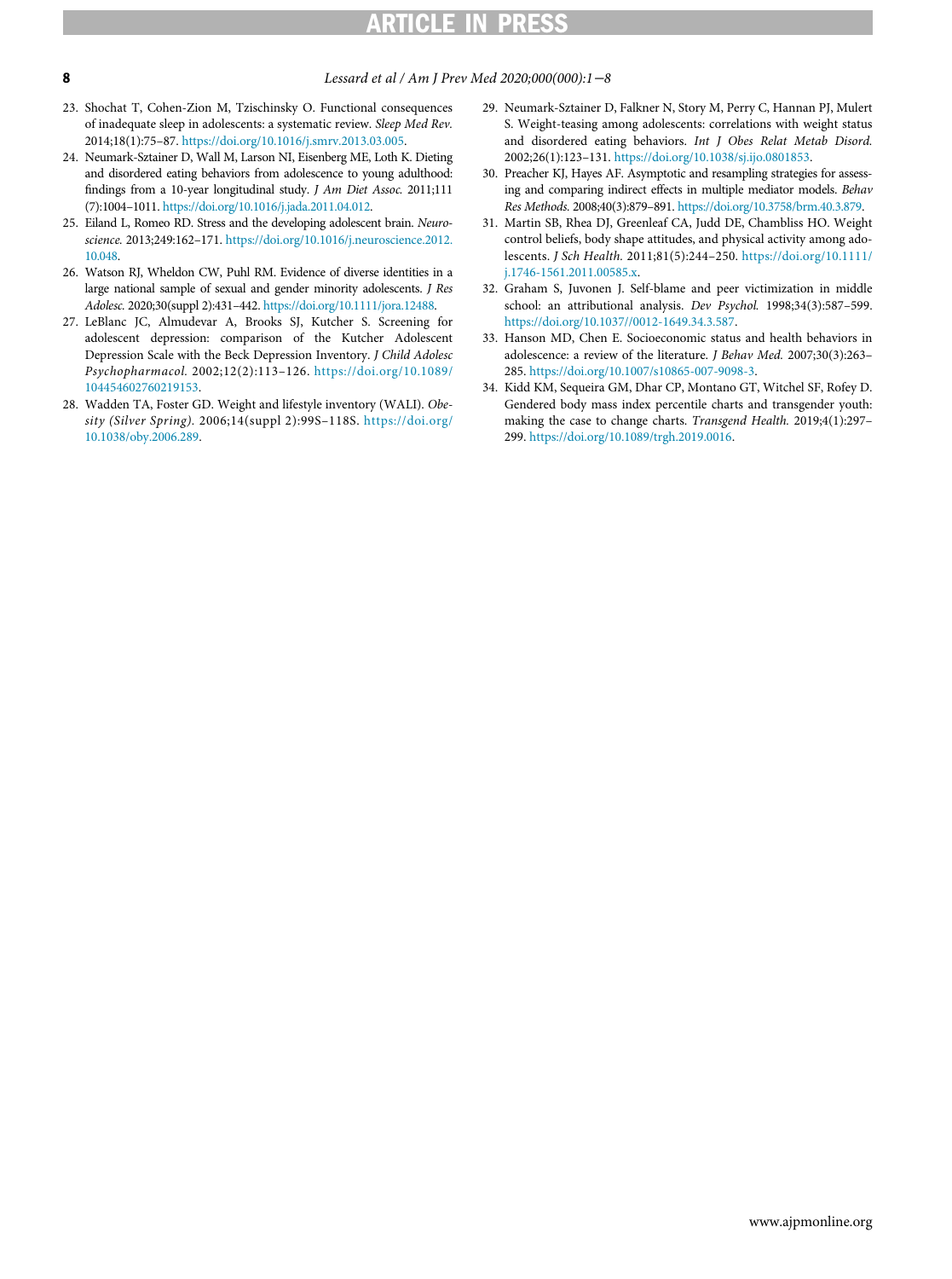23. Shochat T, Cohen-Zion M, Tzischinsky O. Functional consequences of inadequate sleep in adolescents: a systematic review. *Sleep Med Rev.* 2014;18(1):75–87. https://doi.org/10.1016/j.smrv.2013.03.005.
24. Neumark-Sztainer D, Wall M, Larson NI, Eisenberg ME, Loth K. Dieting and disordered eating behaviors from adolescence to young adulthood: findings from a 10-year longitudinal study. *J Am Diet Assoc.* 2011;111(7):1004–1011. https://doi.org/10.1016/j.jada.2011.04.012.
25. Eiland L, Romeo RD. Stress and the developing adolescent brain. *Neuroscience.* 2013;249:162–171. https://doi.org/10.1016/j.neuroscience.2012.10.048.
26. Watson RJ, Wheldon CW, Puhl RM. Evidence of diverse identities in a large national sample of sexual and gender minority adolescents. *J Res Adolesc.* 2020;30(suppl 2):431–442. https://doi.org/10.1111/jora.12488.
27. LeBlanc JC, Almudevar A, Brooks SJ, Kutcher S. Screening for adolescent depression: comparison of the Kutcher Adolescent Depression Scale with the Beck Depression Inventory. *J Child Adolesc Psychopharmacol.* 2002;12(2):113–126. https://doi.org/10.1089/104454602760219153.
28. Wadden TA, Foster GD. Weight and lifestyle inventory (WALI). *Obesity (Silver Spring).* 2006;14(suppl 2):99S–118S. https://doi.org/10.1038/oby.2006.289.
29. Neumark-Sztainer D, Falkner N, Story M, Perry C, Hannan PJ, Mulert S. Weight-teasing among adolescents: correlations with weight status and disordered eating behaviors. *Int J Obes Relat Metab Disord.* 2002;26(1):123–131. https://doi.org/10.1038/sj.ijo.0801853.
30. Preacher KJ, Hayes AF. Asymptotic and resampling strategies for assessing and comparing indirect effects in multiple mediator models. *Behav Res Methods.* 2008;40(3):879–891. https://doi.org/10.3758/brm.40.3.879.
31. Martin SB, Rhea DJ, Greenleaf CA, Judd DE, Chambliss HO. Weight control beliefs, body shape attitudes, and physical activity among adolescents. *J Sch Health.* 2011;81(5):244–250. https://doi.org/10.1111/j.1746-1561.2011.00585.x.
32. Graham S, Juvonen J. Self-blame and peer victimization in middle school: an attributional analysis. *Dev Psychol.* 1998;34(3):587–599. https://doi.org/10.1037//0012-1649.34.3.587.
33. Hanson MD, Chen E. Socioeconomic status and health behaviors in adolescence: a review of the literature. *J Behav Med.* 2007;30(3):263–285. https://doi.org/10.1007/s10865-007-9098-3.
34. Kidd KM, Sequeira GM, Dhar CP, Montano GT, Witchel SF, Rofey D. Gendered body mass index percentile charts and transgender youth: making the case to change charts. *Transgend Health.* 2019;4(1):297–299. https://doi.org/10.1089/trgh.2019.0016.